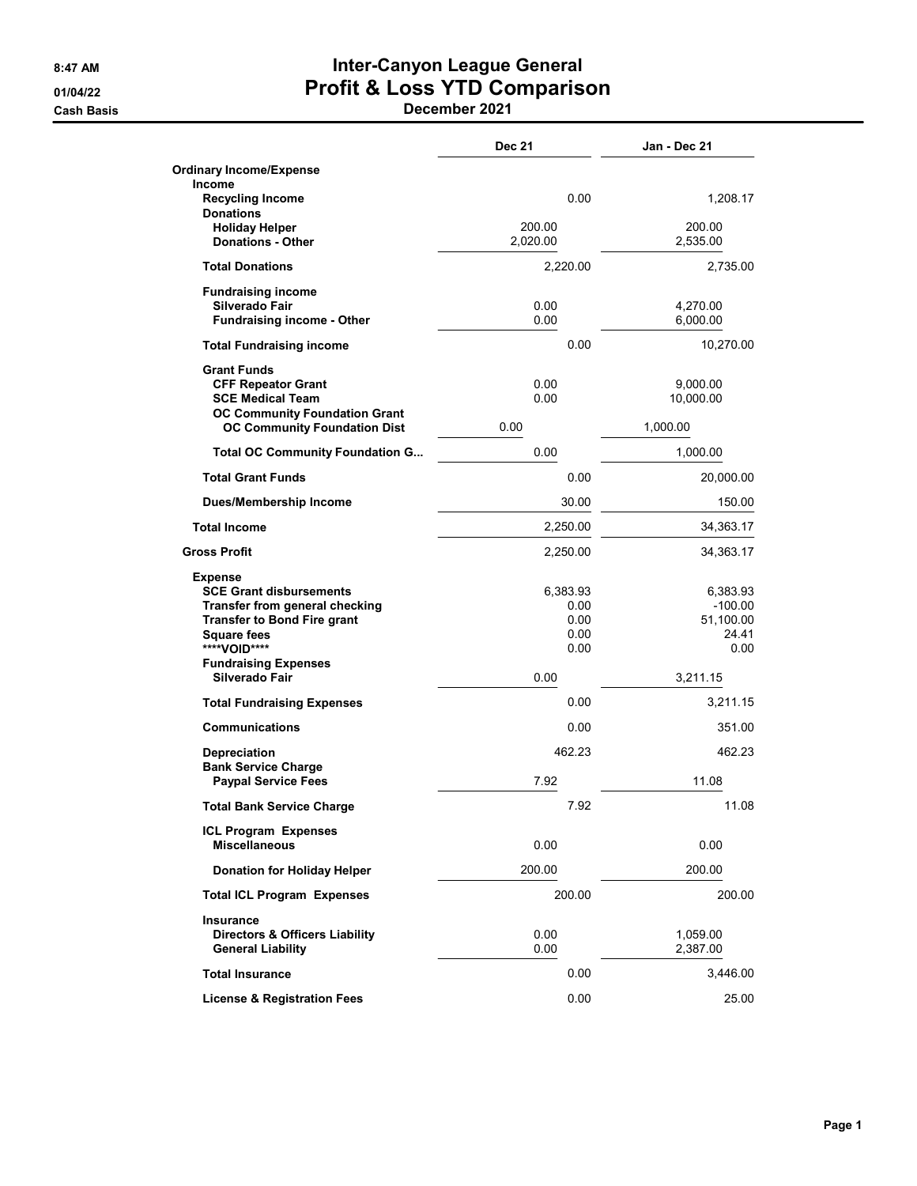**8:47 AM**
**01/04/22**
**Cash Basis**

# Inter-Canyon League General
## Profit & Loss YTD Comparison
### December 2021

| | Dec 21 | Jan - Dec 21 |
|---|---|---|
| **Ordinary Income/Expense** | | |
| **Income** | | |
| **Recycling Income** | 0.00 | 1,208.17 |
| **Donations** | | |
| **Holiday Helper** | 200.00 | 200.00 |
| **Donations - Other** | 2,020.00 | 2,535.00 |
| **Total Donations** | 2,220.00 | 2,735.00 |
| **Fundraising income** | | |
| **Silverado Fair** | 0.00 | 4,270.00 |
| **Fundraising income - Other** | 0.00 | 6,000.00 |
| **Total Fundraising income** | 0.00 | 10,270.00 |
| **Grant Funds** | | |
| **CFF Repeator Grant** | 0.00 | 9,000.00 |
| **SCE Medical Team** | 0.00 | 10,000.00 |
| **OC Community Foundation Grant** | | |
| **OC Community Foundation Dist** | 0.00 | 1,000.00 |
| **Total OC Community Foundation G...** | 0.00 | 1,000.00 |
| **Total Grant Funds** | 0.00 | 20,000.00 |
| **Dues/Membership Income** | 30.00 | 150.00 |
| **Total Income** | 2,250.00 | 34,363.17 |
| **Gross Profit** | 2,250.00 | 34,363.17 |
| **Expense** | | |
| **SCE Grant disbursements** | 6,383.93 | 6,383.93 |
| **Transfer from general checking** | 0.00 | -100.00 |
| **Transfer to Bond Fire grant** | 0.00 | 51,100.00 |
| **Square fees** | 0.00 | 24.41 |
| **\*\*\*\*VOID\*\*\*\*** | 0.00 | 0.00 |
| **Fundraising Expenses** | | |
| **Silverado Fair** | 0.00 | 3,211.15 |
| **Total Fundraising Expenses** | 0.00 | 3,211.15 |
| **Communications** | 0.00 | 351.00 |
| **Depreciation** | 462.23 | 462.23 |
| **Bank Service Charge** | | |
| **Paypal Service Fees** | 7.92 | 11.08 |
| **Total Bank Service Charge** | 7.92 | 11.08 |
| **ICL Program Expenses** | | |
| **Miscellaneous** | 0.00 | 0.00 |
| **Donation for Holiday Helper** | 200.00 | 200.00 |
| **Total ICL Program Expenses** | 200.00 | 200.00 |
| **Insurance** | | |
| **Directors & Officers Liability** | 0.00 | 1,059.00 |
| **General Liability** | 0.00 | 2,387.00 |
| **Total Insurance** | 0.00 | 3,446.00 |
| **License & Registration Fees** | 0.00 | 25.00 |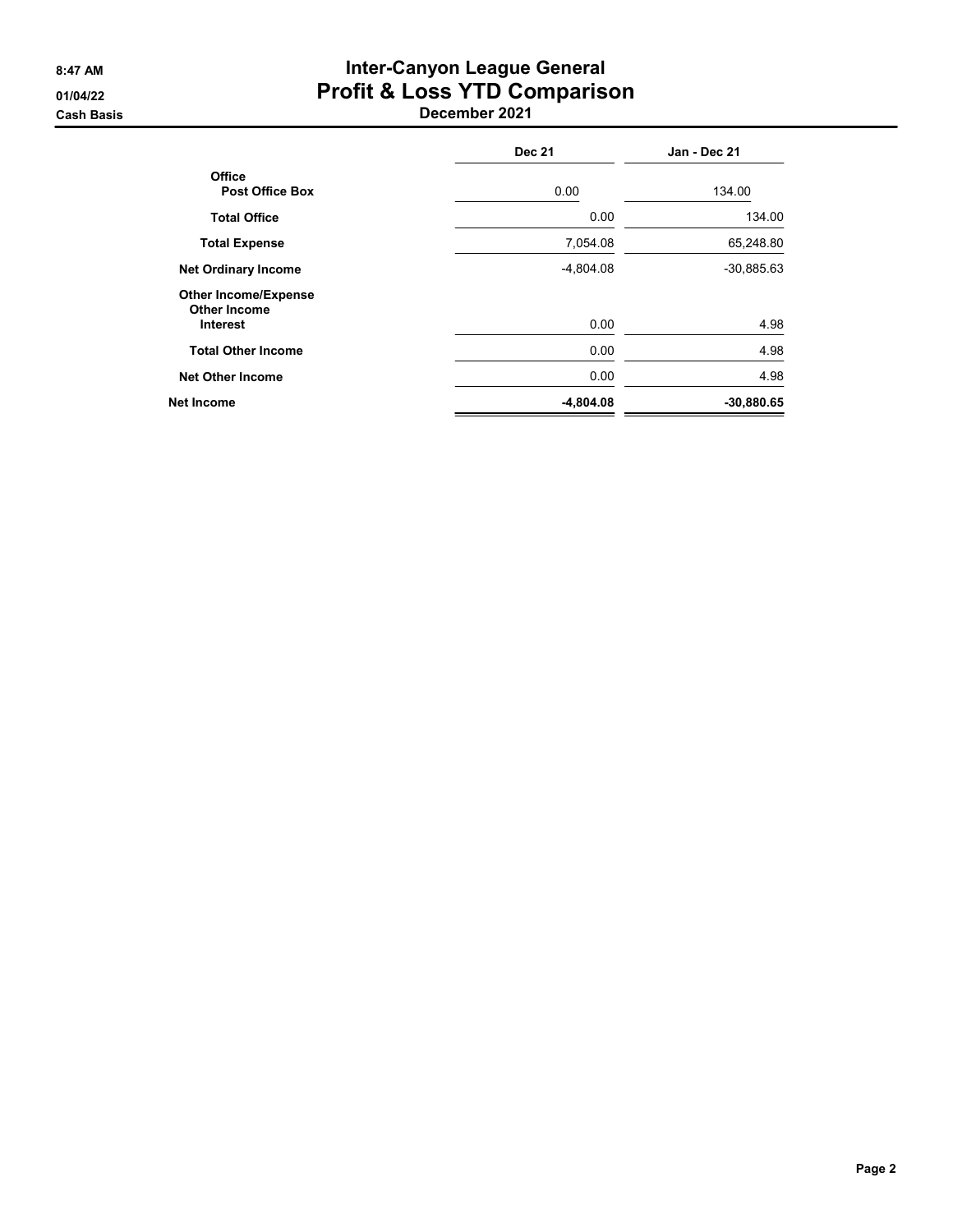# Inter-Canyon League General

## Profit & Loss YTD Comparison

### December 2021

Cash Basis

| | Dec 21 | Jan - Dec 21 |
|---|---|---|
| **Office** | | |
| **Post Office Box** | 0.00 | 134.00 |
| **Total Office** | 0.00 | 134.00 |
| **Total Expense** | 7,054.08 | 65,248.80 |
| **Net Ordinary Income** | -4,804.08 | -30,885.63 |
| **Other Income/Expense** | | |
| **Other Income** | | |
| **Interest** | 0.00 | 4.98 |
| **Total Other Income** | 0.00 | 4.98 |
| **Net Other Income** | 0.00 | 4.98 |
| **Net Income** | **-4,804.08** | **-30,880.65** |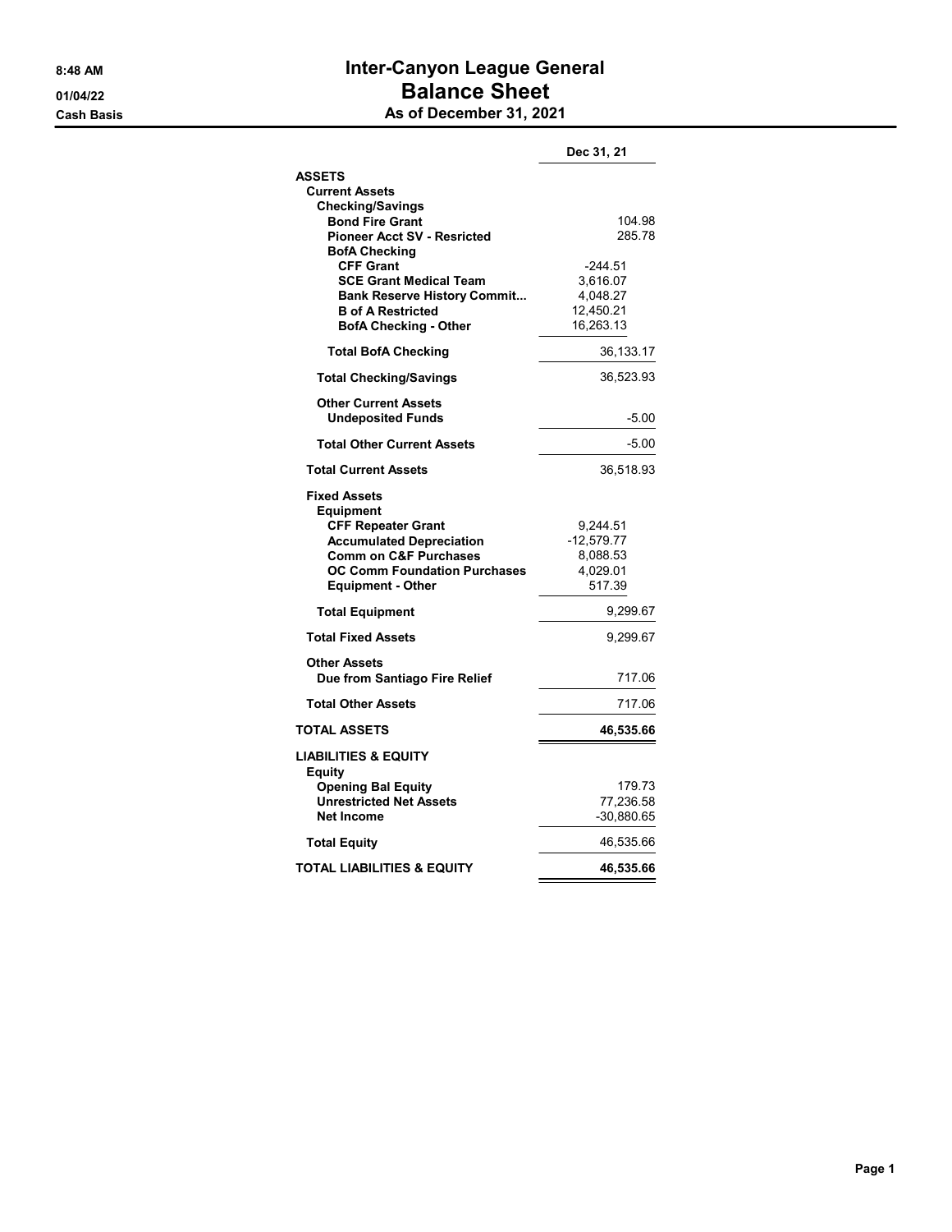8:48 AM

01/04/22

Cash Basis

# Inter-Canyon League General
## Balance Sheet
### As of December 31, 2021

| | Dec 31, 21 |
|---|---|
| **ASSETS** | |
| **Current Assets** | |
| **Checking/Savings** | |
| **Bond Fire Grant** | 104.98 |
| **Pioneer Acct SV - Resricted** | 285.78 |
| **BofA Checking** | |
| **CFF Grant** | -244.51 |
| **SCE Grant Medical Team** | 3,616.07 |
| **Bank Reserve History Commit...** | 4,048.27 |
| **B of A Restricted** | 12,450.21 |
| **BofA Checking - Other** | 16,263.13 |
| **Total BofA Checking** | 36,133.17 |
| **Total Checking/Savings** | 36,523.93 |
| **Other Current Assets** | |
| **Undeposited Funds** | -5.00 |
| **Total Other Current Assets** | -5.00 |
| **Total Current Assets** | 36,518.93 |
| **Fixed Assets** | |
| **Equipment** | |
| **CFF Repeater Grant** | 9,244.51 |
| **Accumulated Depreciation** | -12,579.77 |
| **Comm on C&F Purchases** | 8,088.53 |
| **OC Comm Foundation Purchases** | 4,029.01 |
| **Equipment - Other** | 517.39 |
| **Total Equipment** | 9,299.67 |
| **Total Fixed Assets** | 9,299.67 |
| **Other Assets** | |
| **Due from Santiago Fire Relief** | 717.06 |
| **Total Other Assets** | 717.06 |
| **TOTAL ASSETS** | **46,535.66** |
| **LIABILITIES & EQUITY** | |
| **Equity** | |
| **Opening Bal Equity** | 179.73 |
| **Unrestricted Net Assets** | 77,236.58 |
| **Net Income** | -30,880.65 |
| **Total Equity** | 46,535.66 |
| **TOTAL LIABILITIES & EQUITY** | **46,535.66** |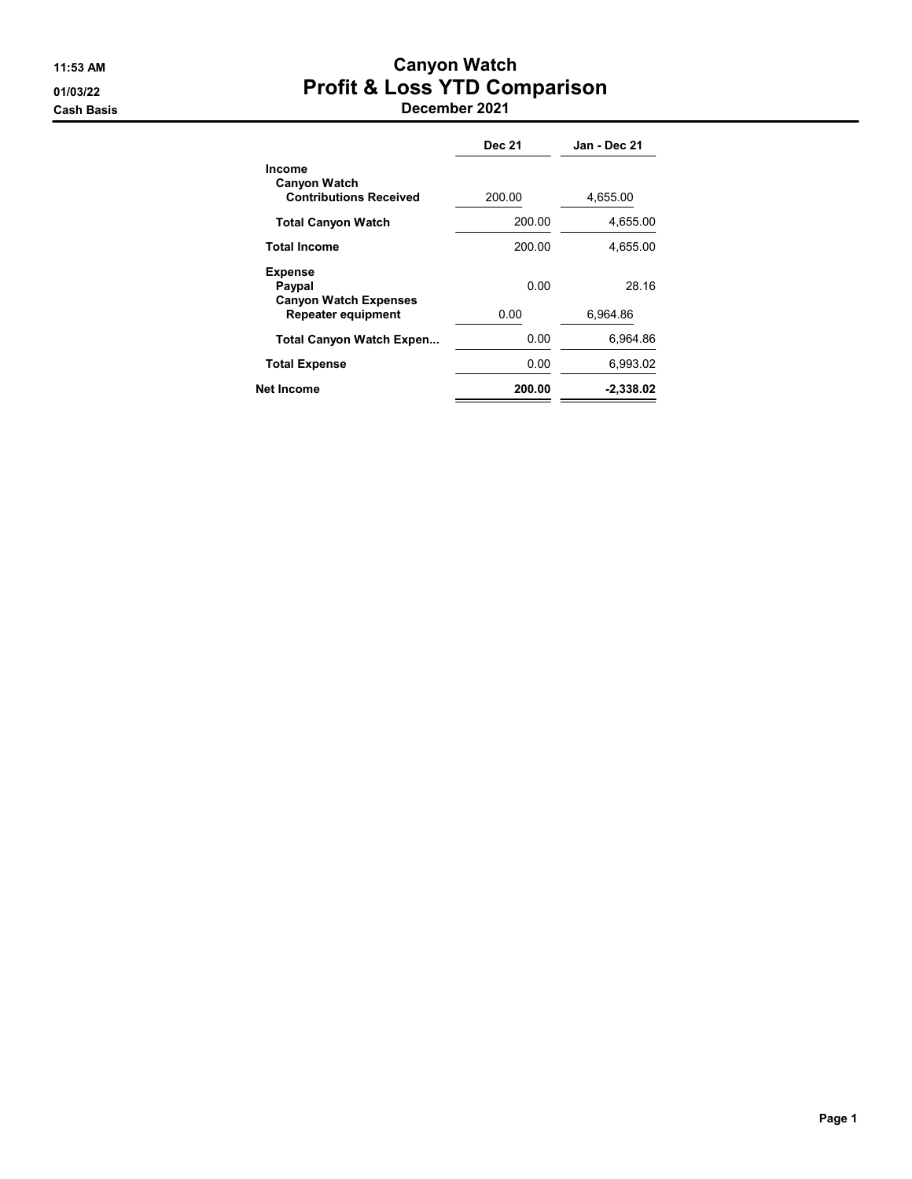# Canyon Watch

## Profit & Loss YTD Comparison

### December 2021

11:53 AM
01/03/22
Cash Basis

| | Dec 21 | Jan - Dec 21 |
|---|---|---|
| **Income** | | |
| **Canyon Watch** | | |
| **Contributions Received** | 200.00 | 4,655.00 |
| **Total Canyon Watch** | 200.00 | 4,655.00 |
| **Total Income** | 200.00 | 4,655.00 |
| **Expense** | | |
| **Paypal** | 0.00 | 28.16 |
| **Canyon Watch Expenses** | | |
| **Repeater equipment** | 0.00 | 6,964.86 |
| **Total Canyon Watch Expen...** | 0.00 | 6,964.86 |
| **Total Expense** | 0.00 | 6,993.02 |
| **Net Income** | **200.00** | **-2,338.02** |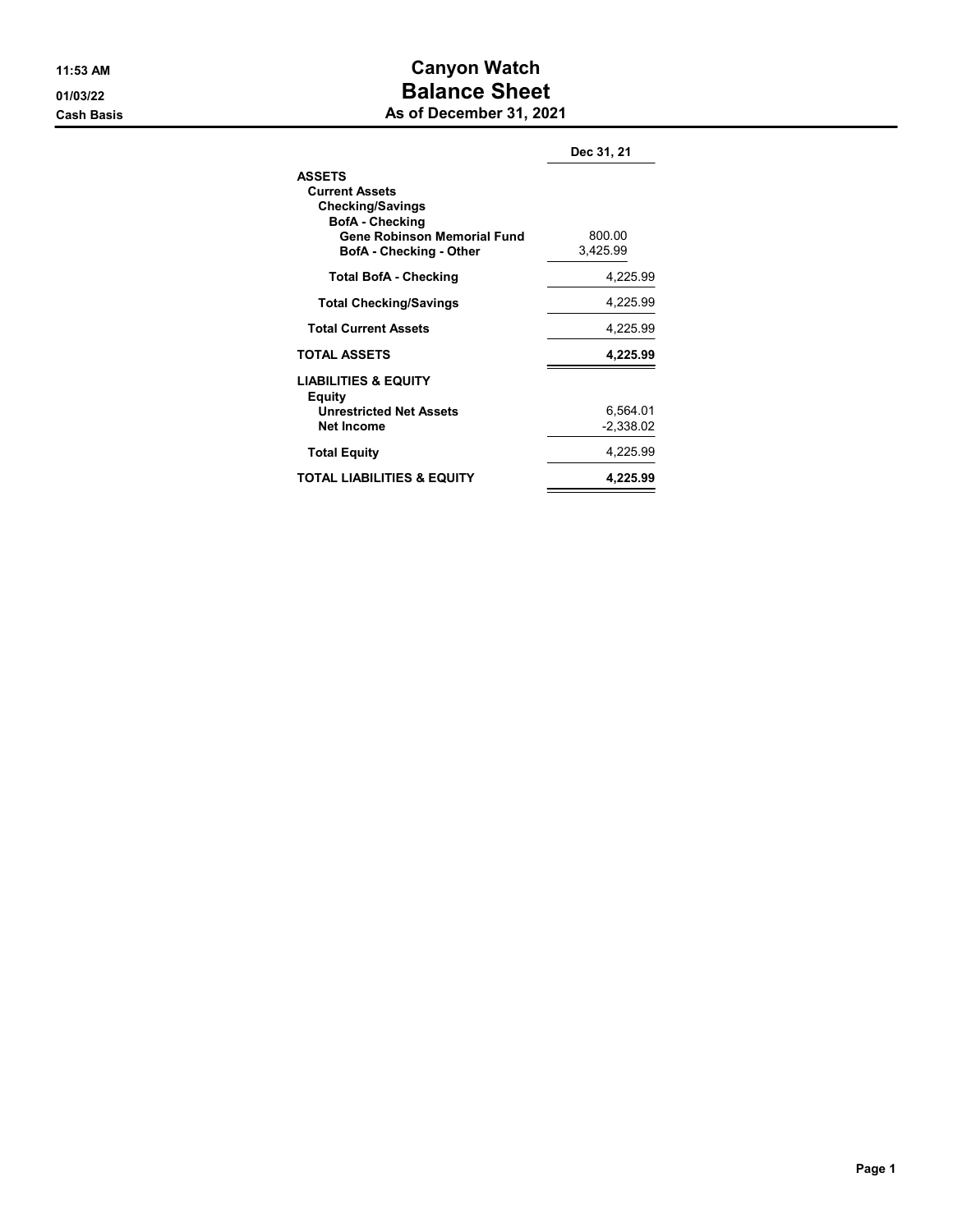11:53 AM
01/03/22
Cash Basis

# Canyon Watch
## Balance Sheet
### As of December 31, 2021

| | Dec 31, 21 |
|---|---|
| **ASSETS** | |
| **Current Assets** | |
| **Checking/Savings** | |
| **BofA - Checking** | |
| **Gene Robinson Memorial Fund** | 800.00 |
| **BofA - Checking - Other** | 3,425.99 |
| **Total BofA - Checking** | 4,225.99 |
| **Total Checking/Savings** | 4,225.99 |
| **Total Current Assets** | 4,225.99 |
| **TOTAL ASSETS** | **4,225.99** |
| **LIABILITIES & EQUITY** | |
| **Equity** | |
| **Unrestricted Net Assets** | 6,564.01 |
| **Net Income** | -2,338.02 |
| **Total Equity** | 4,225.99 |
| **TOTAL LIABILITIES & EQUITY** | **4,225.99** |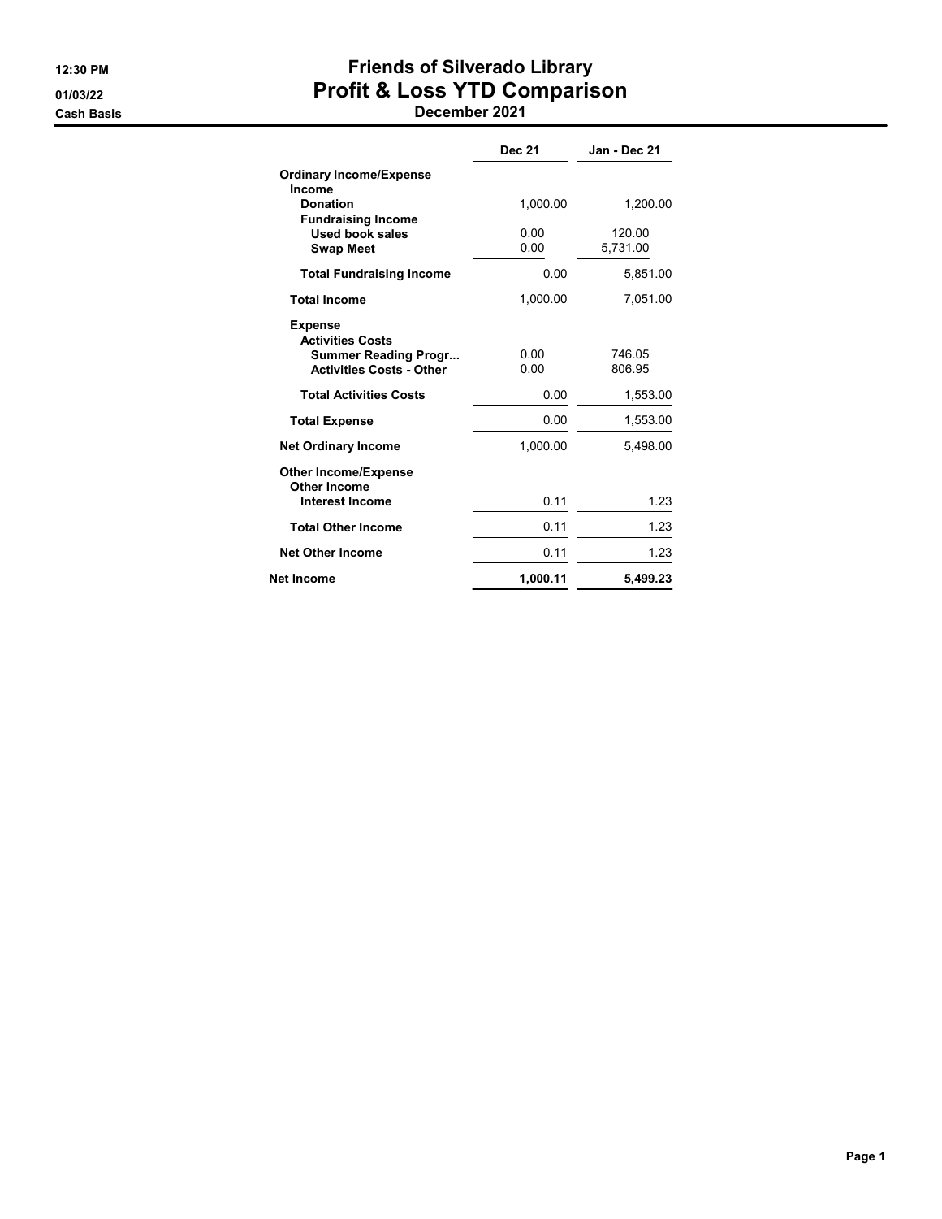12:30 PM
01/03/22
Cash Basis

# Friends of Silverado Library
## Profit & Loss YTD Comparison
### December 2021

| | Dec 21 | Jan - Dec 21 |
|---|---|---|
| **Ordinary Income/Expense** | | |
| **Income** | | |
| **Donation** | 1,000.00 | 1,200.00 |
| **Fundraising Income** | | |
| **Used book sales** | 0.00 | 120.00 |
| **Swap Meet** | 0.00 | 5,731.00 |
| **Total Fundraising Income** | 0.00 | 5,851.00 |
| **Total Income** | 1,000.00 | 7,051.00 |
| **Expense** | | |
| **Activities Costs** | | |
| **Summer Reading Progr...** | 0.00 | 746.05 |
| **Activities Costs - Other** | 0.00 | 806.95 |
| **Total Activities Costs** | 0.00 | 1,553.00 |
| **Total Expense** | 0.00 | 1,553.00 |
| **Net Ordinary Income** | 1,000.00 | 5,498.00 |
| **Other Income/Expense** | | |
| **Other Income** | | |
| **Interest Income** | 0.11 | 1.23 |
| **Total Other Income** | 0.11 | 1.23 |
| **Net Other Income** | 0.11 | 1.23 |
| **Net Income** | **1,000.11** | **5,499.23** |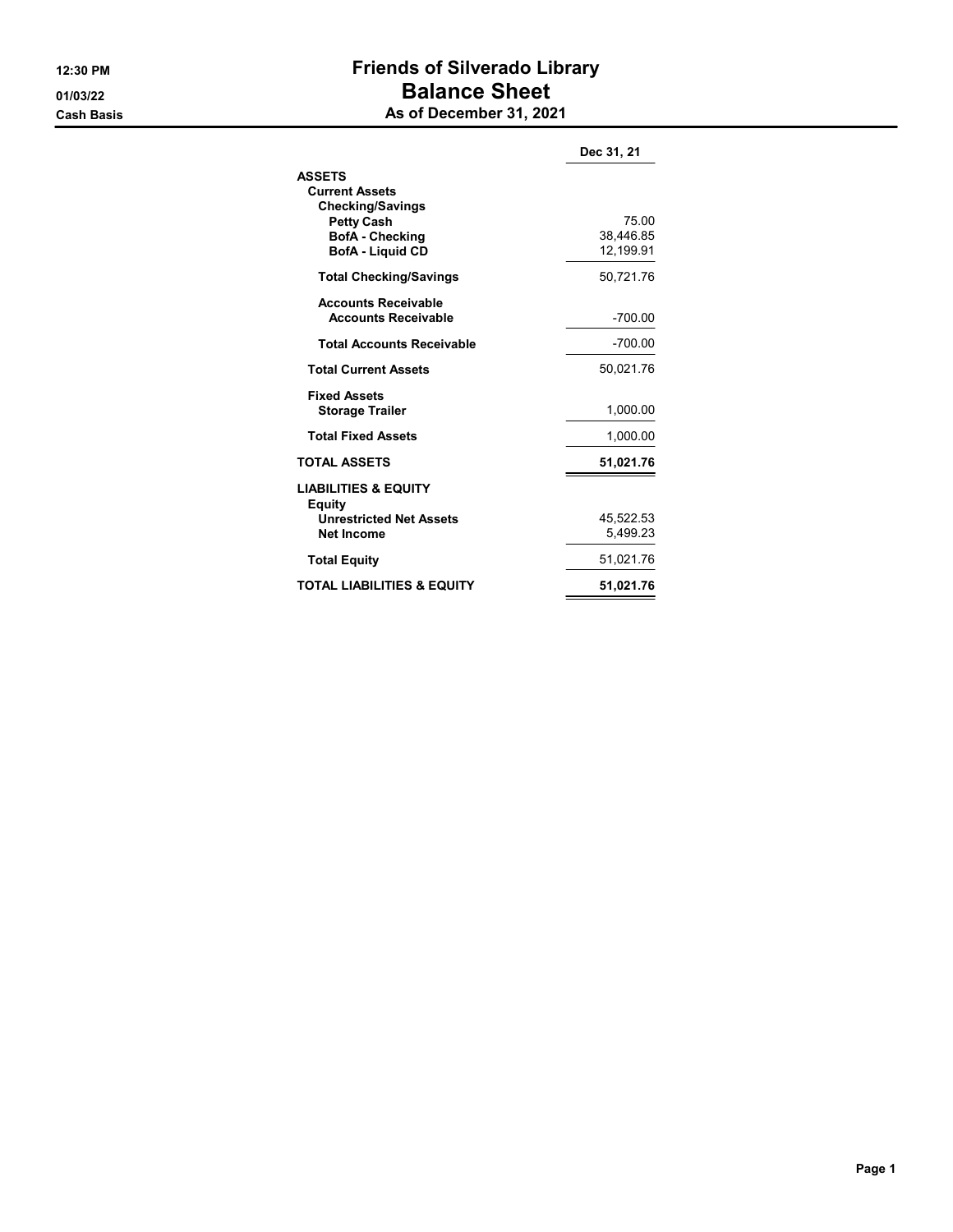12:30 PM
01/03/22
Cash Basis

# Friends of Silverado Library
# Balance Sheet
## As of December 31, 2021

| | Dec 31, 21 |
|---|---|
| **ASSETS** | |
| **Current Assets** | |
| **Checking/Savings** | |
| **Petty Cash** | 75.00 |
| **BofA - Checking** | 38,446.85 |
| **BofA - Liquid CD** | 12,199.91 |
| **Total Checking/Savings** | 50,721.76 |
| **Accounts Receivable** | |
| **Accounts Receivable** | -700.00 |
| **Total Accounts Receivable** | -700.00 |
| **Total Current Assets** | 50,021.76 |
| **Fixed Assets** | |
| **Storage Trailer** | 1,000.00 |
| **Total Fixed Assets** | 1,000.00 |
| **TOTAL ASSETS** | **51,021.76** |
| **LIABILITIES & EQUITY** | |
| **Equity** | |
| **Unrestricted Net Assets** | 45,522.53 |
| **Net Income** | 5,499.23 |
| **Total Equity** | 51,021.76 |
| **TOTAL LIABILITIES & EQUITY** | **51,021.76** |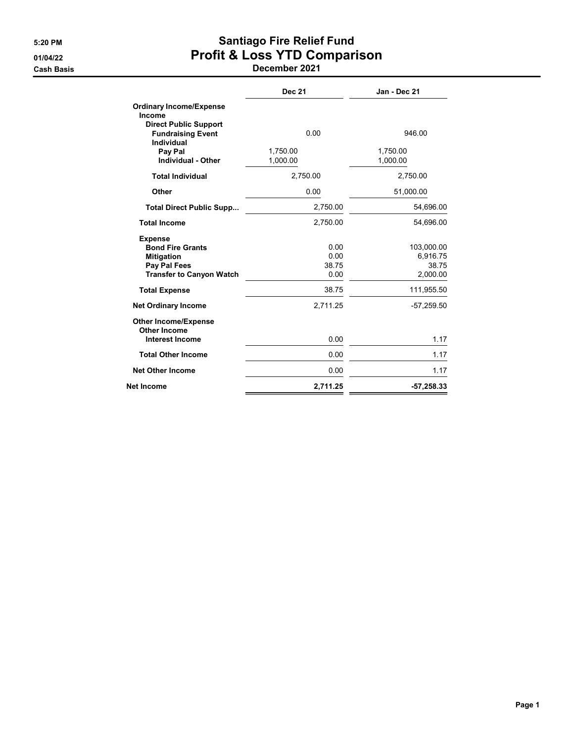5:20 PM
01/04/22
Cash Basis

# Santiago Fire Relief Fund
## Profit & Loss YTD Comparison
### December 2021

| | Dec 21 | Jan - Dec 21 |
|---|---|---|
| **Ordinary Income/Expense** | | |
| **Income** | | |
| **Direct Public Support** | | |
| **Fundraising Event** | 0.00 | 946.00 |
| **Individual** | | |
| **Pay Pal** | 1,750.00 | 1,750.00 |
| **Individual - Other** | 1,000.00 | 1,000.00 |
| **Total Individual** | 2,750.00 | 2,750.00 |
| **Other** | 0.00 | 51,000.00 |
| **Total Direct Public Supp...** | 2,750.00 | 54,696.00 |
| **Total Income** | 2,750.00 | 54,696.00 |
| **Expense** | | |
| **Bond Fire Grants** | 0.00 | 103,000.00 |
| **Mitigation** | 0.00 | 6,916.75 |
| **Pay Pal Fees** | 38.75 | 38.75 |
| **Transfer to Canyon Watch** | 0.00 | 2,000.00 |
| **Total Expense** | 38.75 | 111,955.50 |
| **Net Ordinary Income** | 2,711.25 | -57,259.50 |
| **Other Income/Expense** | | |
| **Other Income** | | |
| **Interest Income** | 0.00 | 1.17 |
| **Total Other Income** | 0.00 | 1.17 |
| **Net Other Income** | 0.00 | 1.17 |
| **Net Income** | **2,711.25** | **-57,258.33** |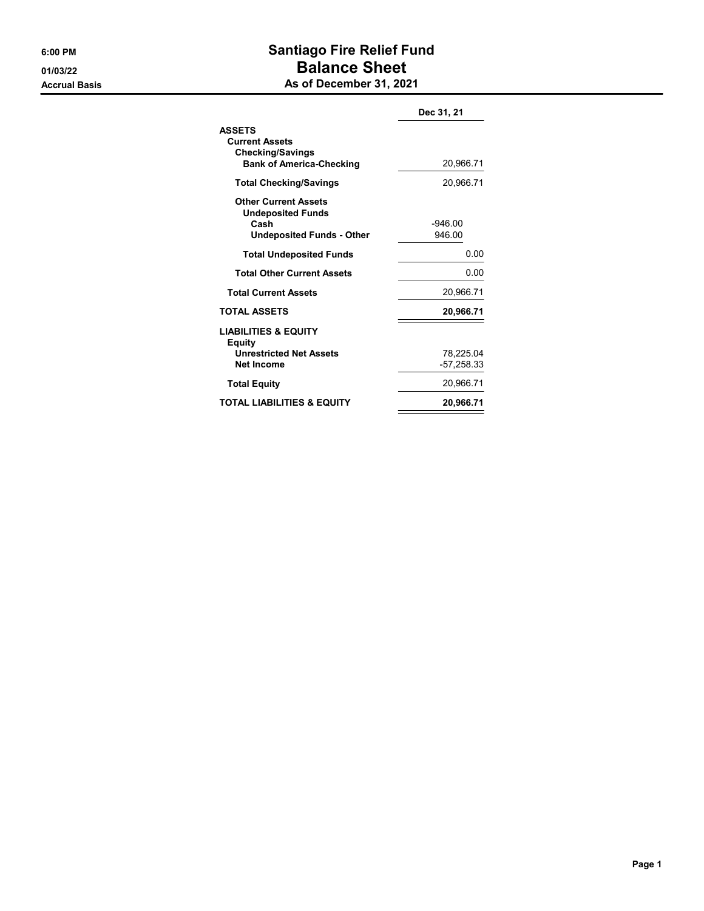6:00 PM
01/03/22
Accrual Basis

# Santiago Fire Relief Fund
## Balance Sheet
### As of December 31, 2021

| | | Dec 31, 21 |
|---|---|---|
| **ASSETS** | | |
| **Current Assets** | | |
| **Checking/Savings** | | |
| **Bank of America-Checking** | | 20,966.71 |
| **Total Checking/Savings** | | 20,966.71 |
| **Other Current Assets** | | |
| **Undeposited Funds** | | |
| **Cash** | -946.00 | |
| **Undeposited Funds - Other** | 946.00 | |
| **Total Undeposited Funds** | | 0.00 |
| **Total Other Current Assets** | | 0.00 |
| **Total Current Assets** | | 20,966.71 |
| **TOTAL ASSETS** | | **20,966.71** |
| **LIABILITIES & EQUITY** | | |
| **Equity** | | |
| **Unrestricted Net Assets** | | 78,225.04 |
| **Net Income** | | -57,258.33 |
| **Total Equity** | | 20,966.71 |
| **TOTAL LIABILITIES & EQUITY** | | **20,966.71** |